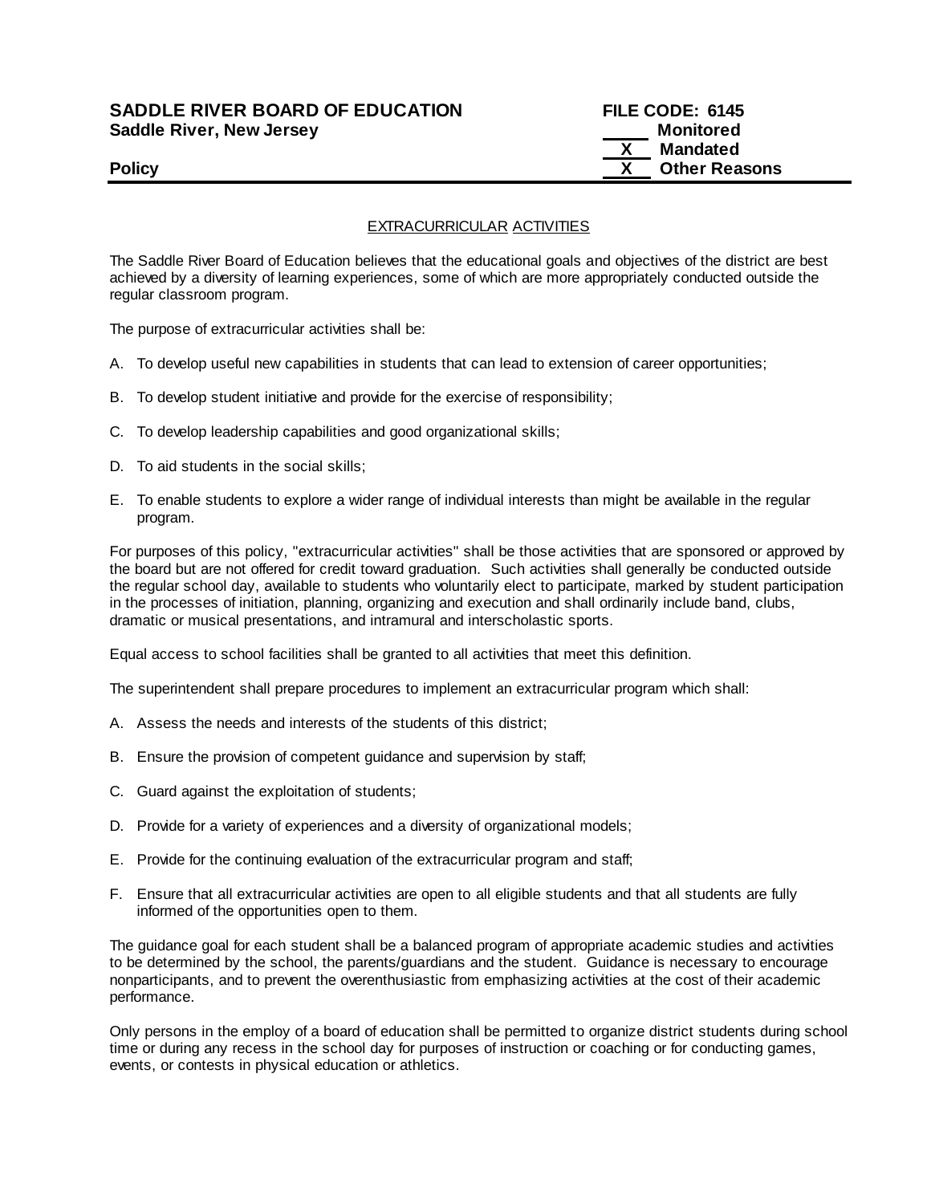**SADDLE RIVER BOARD OF EDUCATION**
**Saddle River, New Jersey**

**FILE CODE: 6145**
_____ **Monitored**
__X__ **Mandated**
__X__ **Other Reasons**

**Policy**

EXTRACURRICULAR ACTIVITIES

The Saddle River Board of Education believes that the educational goals and objectives of the district are best achieved by a diversity of learning experiences, some of which are more appropriately conducted outside the regular classroom program.

The purpose of extracurricular activities shall be:

A. To develop useful new capabilities in students that can lead to extension of career opportunities;

B. To develop student initiative and provide for the exercise of responsibility;

C. To develop leadership capabilities and good organizational skills;

D. To aid students in the social skills;

E. To enable students to explore a wider range of individual interests than might be available in the regular program.

For purposes of this policy, "extracurricular activities" shall be those activities that are sponsored or approved by the board but are not offered for credit toward graduation. Such activities shall generally be conducted outside the regular school day, available to students who voluntarily elect to participate, marked by student participation in the processes of initiation, planning, organizing and execution and shall ordinarily include band, clubs, dramatic or musical presentations, and intramural and interscholastic sports.

Equal access to school facilities shall be granted to all activities that meet this definition.

The superintendent shall prepare procedures to implement an extracurricular program which shall:

A. Assess the needs and interests of the students of this district;

B. Ensure the provision of competent guidance and supervision by staff;

C. Guard against the exploitation of students;

D. Provide for a variety of experiences and a diversity of organizational models;

E. Provide for the continuing evaluation of the extracurricular program and staff;

F. Ensure that all extracurricular activities are open to all eligible students and that all students are fully informed of the opportunities open to them.

The guidance goal for each student shall be a balanced program of appropriate academic studies and activities to be determined by the school, the parents/guardians and the student. Guidance is necessary to encourage nonparticipants, and to prevent the overenthusiastic from emphasizing activities at the cost of their academic performance.

Only persons in the employ of a board of education shall be permitted to organize district students during school time or during any recess in the school day for purposes of instruction or coaching or for conducting games, events, or contests in physical education or athletics.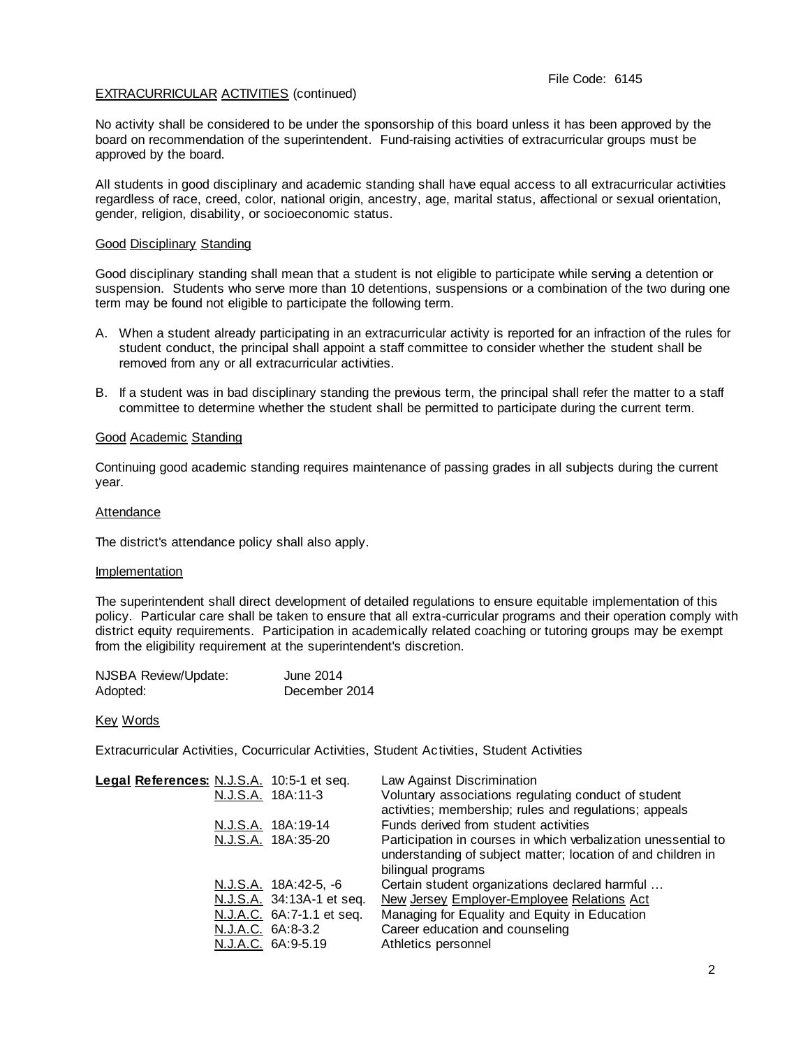File Code: 6145

EXTRACURRICULAR ACTIVITIES (continued)

No activity shall be considered to be under the sponsorship of this board unless it has been approved by the board on recommendation of the superintendent. Fund-raising activities of extracurricular groups must be approved by the board.

All students in good disciplinary and academic standing shall have equal access to all extracurricular activities regardless of race, creed, color, national origin, ancestry, age, marital status, affectional or sexual orientation, gender, religion, disability, or socioeconomic status.

### Good Disciplinary Standing

Good disciplinary standing shall mean that a student is not eligible to participate while serving a detention or suspension. Students who serve more than 10 detentions, suspensions or a combination of the two during one term may be found not eligible to participate the following term.

A. When a student already participating in an extracurricular activity is reported for an infraction of the rules for student conduct, the principal shall appoint a staff committee to consider whether the student shall be removed from any or all extracurricular activities.

B. If a student was in bad disciplinary standing the previous term, the principal shall refer the matter to a staff committee to determine whether the student shall be permitted to participate during the current term.

### Good Academic Standing

Continuing good academic standing requires maintenance of passing grades in all subjects during the current year.

### Attendance

The district's attendance policy shall also apply.

### Implementation

The superintendent shall direct development of detailed regulations to ensure equitable implementation of this policy. Particular care shall be taken to ensure that all extra-curricular programs and their operation comply with district equity requirements. Participation in academically related coaching or tutoring groups may be exempt from the eligibility requirement at the superintendent's discretion.

| | |
|---|---|
| NJSBA Review/Update: | June 2014 |
| Adopted: | December 2014 |

### Key Words

Extracurricular Activities, Cocurricular Activities, Student Activities, Student Activities

| **Legal References:** | | |
|---|---|---|
| | N.J.S.A. 10:5-1 et seq. | Law Against Discrimination |
| | N.J.S.A. 18A:11-3 | Voluntary associations regulating conduct of student activities; membership; rules and regulations; appeals |
| | N.J.S.A. 18A:19-14 | Funds derived from student activities |
| | N.J.S.A. 18A:35-20 | Participation in courses in which verbalization unessential to understanding of subject matter; location of and children in bilingual programs |
| | N.J.S.A. 18A:42-5, -6 | Certain student organizations declared harmful … |
| | N.J.S.A. 34:13A-1 et seq. | New Jersey Employer-Employee Relations Act |
| | N.J.A.C. 6A:7-1.1 et seq. | Managing for Equality and Equity in Education |
| | N.J.A.C. 6A:8-3.2 | Career education and counseling |
| | N.J.A.C. 6A:9-5.19 | Athletics personnel |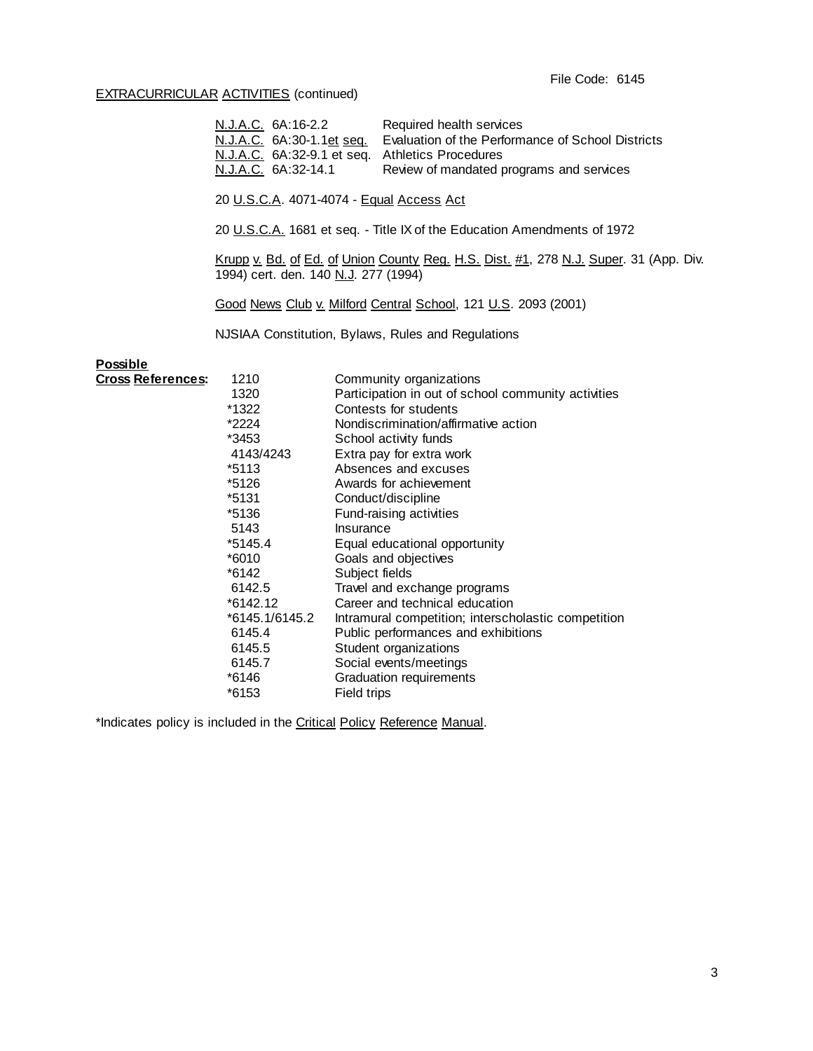File Code: 6145

EXTRACURRICULAR ACTIVITIES (continued)

| | |
|---|---|
| N.J.A.C. 6A:16-2.2 | Required health services |
| N.J.A.C. 6A:30-1.1et seq. | Evaluation of the Performance of School Districts |
| N.J.A.C. 6A:32-9.1 et seq. | Athletics Procedures |
| N.J.A.C. 6A:32-14.1 | Review of mandated programs and services |

20 U.S.C.A. 4071-4074 - Equal Access Act

20 U.S.C.A. 1681 et seq. - Title IX of the Education Amendments of 1972

Krupp v. Bd. of Ed. of Union County Reg. H.S. Dist. #1, 278 N.J. Super. 31 (App. Div. 1994) cert. den. 140 N.J. 277 (1994)

Good News Club v. Milford Central School, 121 U.S. 2093 (2001)

NJSIAA Constitution, Bylaws, Rules and Regulations

**Possible Cross References:**

| | |
|---|---|
| 1210 | Community organizations |
| 1320 | Participation in out of school community activities |
| *1322 | Contests for students |
| *2224 | Nondiscrimination/affirmative action |
| *3453 | School activity funds |
| 4143/4243 | Extra pay for extra work |
| *5113 | Absences and excuses |
| *5126 | Awards for achievement |
| *5131 | Conduct/discipline |
| *5136 | Fund-raising activities |
| 5143 | Insurance |
| *5145.4 | Equal educational opportunity |
| *6010 | Goals and objectives |
| *6142 | Subject fields |
| 6142.5 | Travel and exchange programs |
| *6142.12 | Career and technical education |
| *6145.1/6145.2 | Intramural competition; interscholastic competition |
| 6145.4 | Public performances and exhibitions |
| 6145.5 | Student organizations |
| 6145.7 | Social events/meetings |
| *6146 | Graduation requirements |
| *6153 | Field trips |

*Indicates policy is included in the Critical Policy Reference Manual.